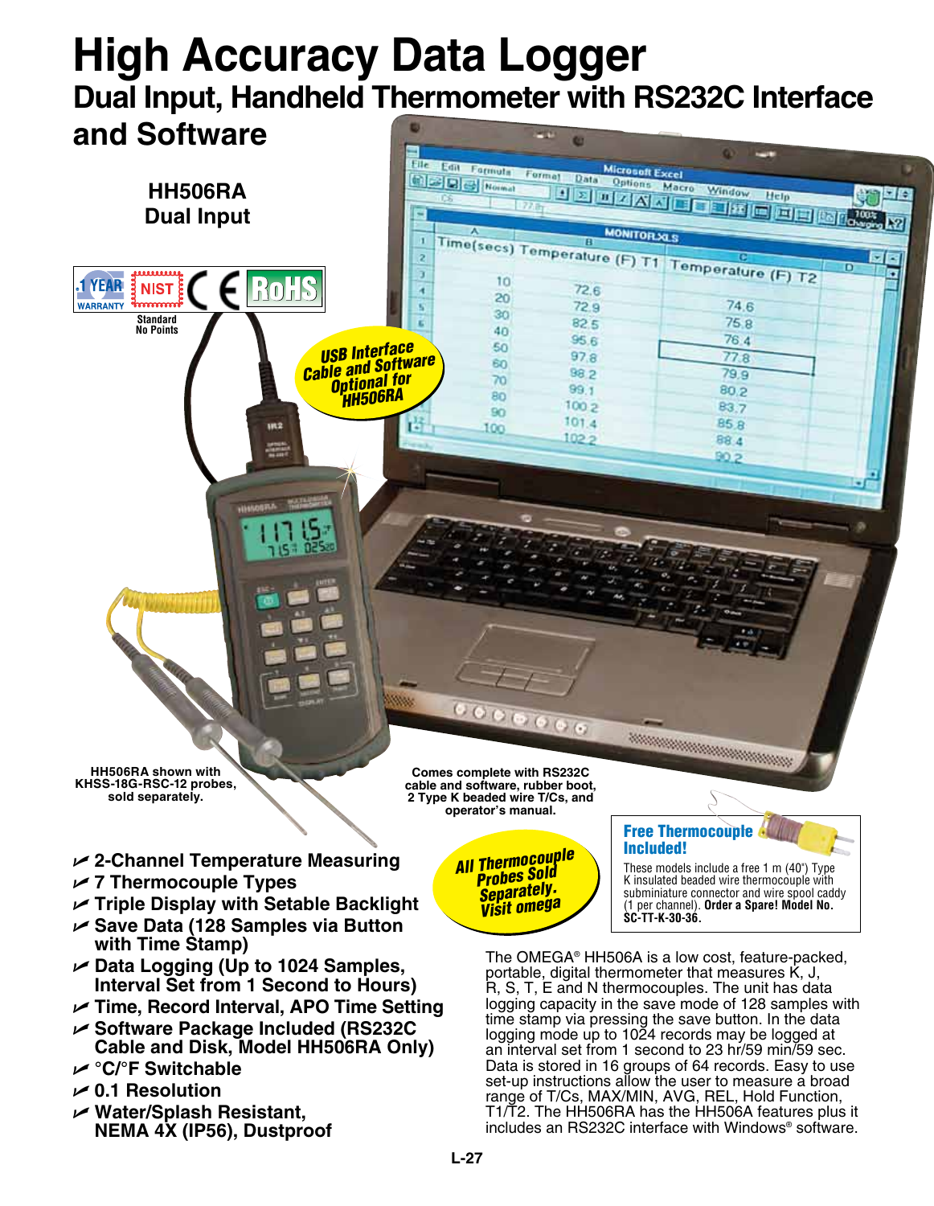# High Accuracy Data Logger

## Dual Input, Handheld Thermometer with RS232C Interface and Software

**HH506RA**
**Dual Input**

1 YEAR WARRANTY | NIST | CE | RoHS

Standard No Points

**USB Interface Cable and Software Optional for HH506RA**

**HH506RA shown with KHSS-18G-RSC-12 probes, sold separately.**

**Comes complete with RS232C cable and software, rubber boot, 2 Type K beaded wire T/Cs, and operator's manual.**

**Free Thermocouple Included!**

These models include a free 1 m (40") Type K insulated beaded wire thermocouple with subminiature connector and wire spool caddy (1 per channel). **Order a Spare! Model No. SC-TT-K-30-36.**

**All Thermocouple Probes Sold Separately. Visit omega**

- **2-Channel Temperature Measuring**
- **7 Thermocouple Types**
- **Triple Display with Setable Backlight**
- **Save Data (128 Samples via Button with Time Stamp)**
- **Data Logging (Up to 1024 Samples, Interval Set from 1 Second to Hours)**
- **Time, Record Interval, APO Time Setting**
- **Software Package Included (RS232C Cable and Disk, Model HH506RA Only)**
- **°C/°F Switchable**
- **0.1 Resolution**
- **Water/Splash Resistant, NEMA 4X (IP56), Dustproof**

The OMEGA® HH506A is a low cost, feature-packed, portable, digital thermometer that measures K, J, R, S, T, E and N thermocouples. The unit has data logging capacity in the save mode of 128 samples with time stamp via pressing the save button. In the data logging mode up to 1024 records may be logged at an interval set from 1 second to 23 hr/59 min/59 sec. Data is stored in 16 groups of 64 records. Easy to use set-up instructions allow the user to measure a broad range of T/Cs, MAX/MIN, AVG, REL, Hold Function, T1/T2. The HH506RA has the HH506A features plus it includes an RS232C interface with Windows® software.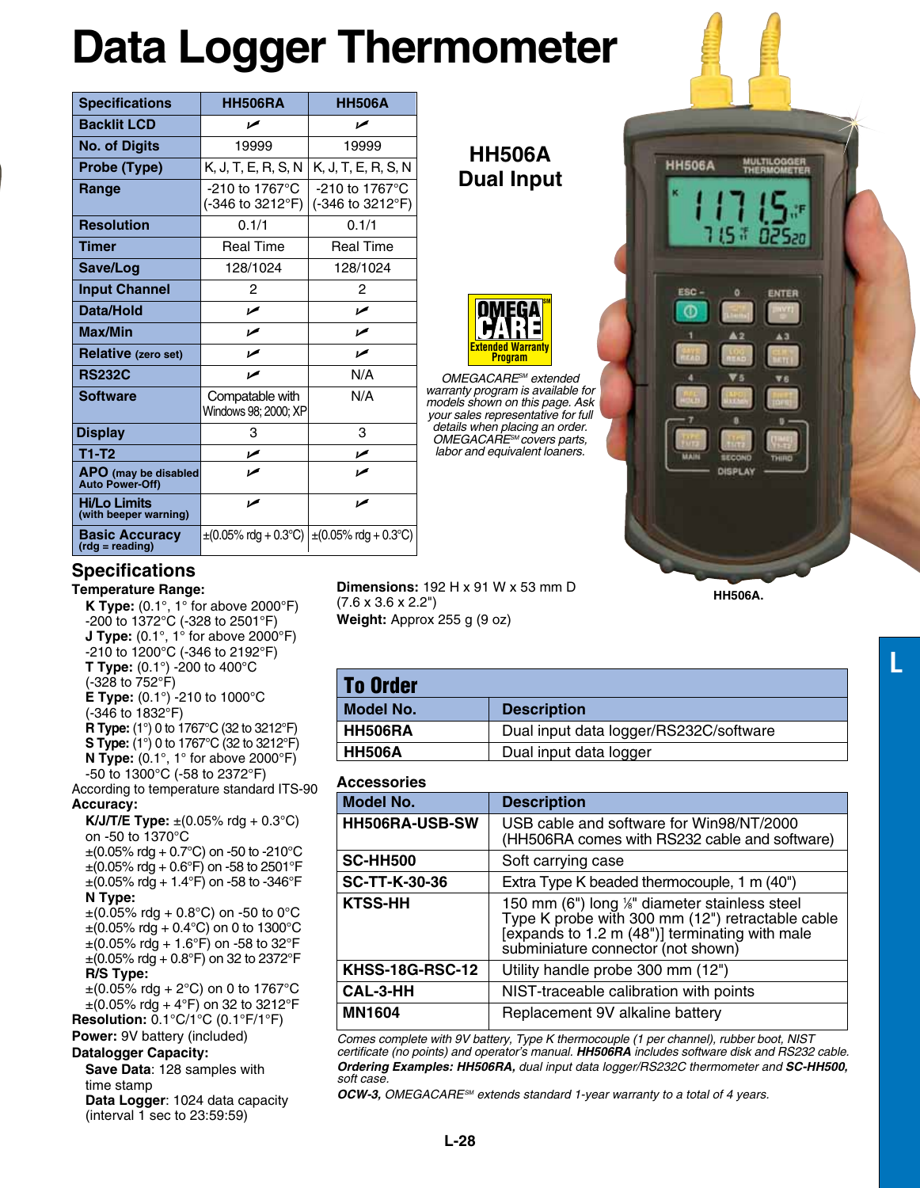# Data Logger Thermometer

| Specifications | HH506RA | HH506A |
|---|---|---|
| Backlit LCD | ✓ | ✓ |
| No. of Digits | 19999 | 19999 |
| Probe (Type) | K, J, T, E, R, S, N | K, J, T, E, R, S, N |
| Range | -210 to 1767°C (-346 to 3212°F) | -210 to 1767°C (-346 to 3212°F) |
| Resolution | 0.1/1 | 0.1/1 |
| Timer | Real Time | Real Time |
| Save/Log | 128/1024 | 128/1024 |
| Input Channel | 2 | 2 |
| Data/Hold | ✓ | ✓ |
| Max/Min | ✓ | ✓ |
| Relative (zero set) | ✓ | ✓ |
| RS232C | ✓ | N/A |
| Software | Compatable with Windows 98; 2000; XP | N/A |
| Display | 3 | 3 |
| T1-T2 | ✓ | ✓ |
| APO (may be disabled Auto Power-Off) | ✓ | ✓ |
| Hi/Lo Limits (with beeper warning) | ✓ | ✓ |
| Basic Accuracy (rdg = reading) | ±(0.05% rdg + 0.3°C) | ±(0.05% rdg + 0.3°C) |

**HH506A Dual Input**

OMEGA CARE[SM] Extended Warranty Program

*OMEGACARE[SM] extended warranty program is available for models shown on this page. Ask your sales representative for full details when placing an order. OMEGACARE[SM] covers parts, labor and equivalent loaners.*

HH506A.

## Specifications

**Temperature Range:**

**K Type:** (0.1°, 1° for above 2000°F) -200 to 1372°C (-328 to 2501°F)
**J Type:** (0.1°, 1° for above 2000°F) -210 to 1200°C (-346 to 2192°F)
**T Type:** (0.1°) -200 to 400°C (-328 to 752°F)
**E Type:** (0.1°) -210 to 1000°C (-346 to 1832°F)
**R Type:** (1°) 0 to 1767°C (32 to 3212°F)
**S Type:** (1°) 0 to 1767°C (32 to 3212°F)
**N Type:** (0.1°, 1° for above 2000°F) -50 to 1300°C (-58 to 2372°F)

According to temperature standard ITS-90

**Accuracy:**

**K/J/T/E Type:** ±(0.05% rdg + 0.3°C) on -50 to 1370°C
±(0.05% rdg + 0.7°C) on -50 to -210°C
±(0.05% rdg + 0.6°F) on -58 to 2501°F
±(0.05% rdg + 1.4°F) on -58 to -346°F

**N Type:**
±(0.05% rdg + 0.8°C) on -50 to 0°C
±(0.05% rdg + 0.4°C) on 0 to 1300°C
±(0.05% rdg + 1.6°F) on -58 to 32°F
±(0.05% rdg + 0.8°F) on 32 to 2372°F

**R/S Type:**
±(0.05% rdg + 2°C) on 0 to 1767°C
±(0.05% rdg + 4°F) on 32 to 3212°F

**Resolution:** 0.1°C/1°C (0.1°F/1°F)

**Power:** 9V battery (included)

**Datalogger Capacity:**

**Save Data**: 128 samples with time stamp
**Data Logger**: 1024 data capacity (interval 1 sec to 23:59:59)

**Dimensions:** 192 H x 91 W x 53 mm D (7.6 x 3.6 x 2.2")

**Weight:** Approx 255 g (9 oz)

## To Order

| Model No. | Description |
|---|---|
| HH506RA | Dual input data logger/RS232C/software |
| HH506A | Dual input data logger |

### Accessories

| Model No. | Description |
|---|---|
| HH506RA-USB-SW | USB cable and software for Win98/NT/2000 (HH506RA comes with RS232 cable and software) |
| SC-HH500 | Soft carrying case |
| SC-TT-K-30-36 | Extra Type K beaded thermocouple, 1 m (40") |
| KTSS-HH | 150 mm (6") long ⅛" diameter stainless steel Type K probe with 300 mm (12") retractable cable [expands to 1.2 m (48")] terminating with male subminiature connector (not shown) |
| KHSS-18G-RSC-12 | Utility handle probe 300 mm (12") |
| CAL-3-HH | NIST-traceable calibration with points |
| MN1604 | Replacement 9V alkaline battery |

*Comes complete with 9V battery, Type K thermocouple (1 per channel), rubber boot, NIST certificate (no points) and operator's manual.* ***HH506RA*** *includes software disk and RS232 cable.*

***Ordering Examples: HH506RA,*** *dual input data logger/RS232C thermometer and* ***SC-HH500,*** *soft case.*

***OCW-3,*** *OMEGACARE[SM] extends standard 1-year warranty to a total of 4 years.*